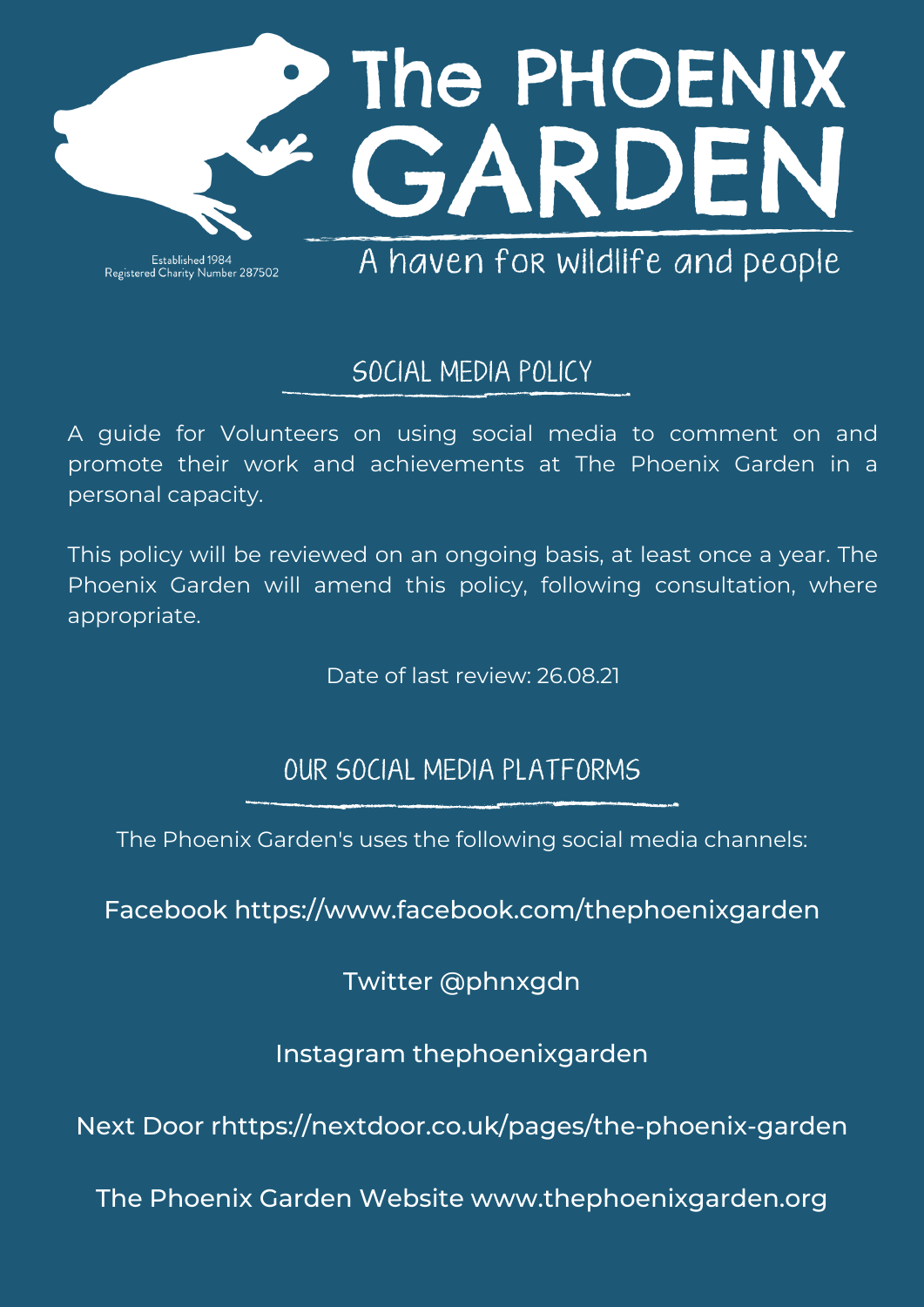# The PHOENIX GARDEN

Established 1984
Registered Charity Number 287502

A haven for wildlife and people

## SOCIAL MEDIA POLICY

A guide for Volunteers on using social media to comment on and promote their work and achievements at The Phoenix Garden in a personal capacity.

This policy will be reviewed on an ongoing basis, at least once a year. The Phoenix Garden will amend this policy, following consultation, where appropriate.

Date of last review: 26.08.21

## OUR SOCIAL MEDIA PLATFORMS

The Phoenix Garden's uses the following social media channels:

Facebook https://www.facebook.com/thephoenixgarden

Twitter @phnxgdn

Instagram thephoenixgarden

Next Door rhttps://nextdoor.co.uk/pages/the-phoenix-garden

The Phoenix Garden Website www.thephoenixgarden.org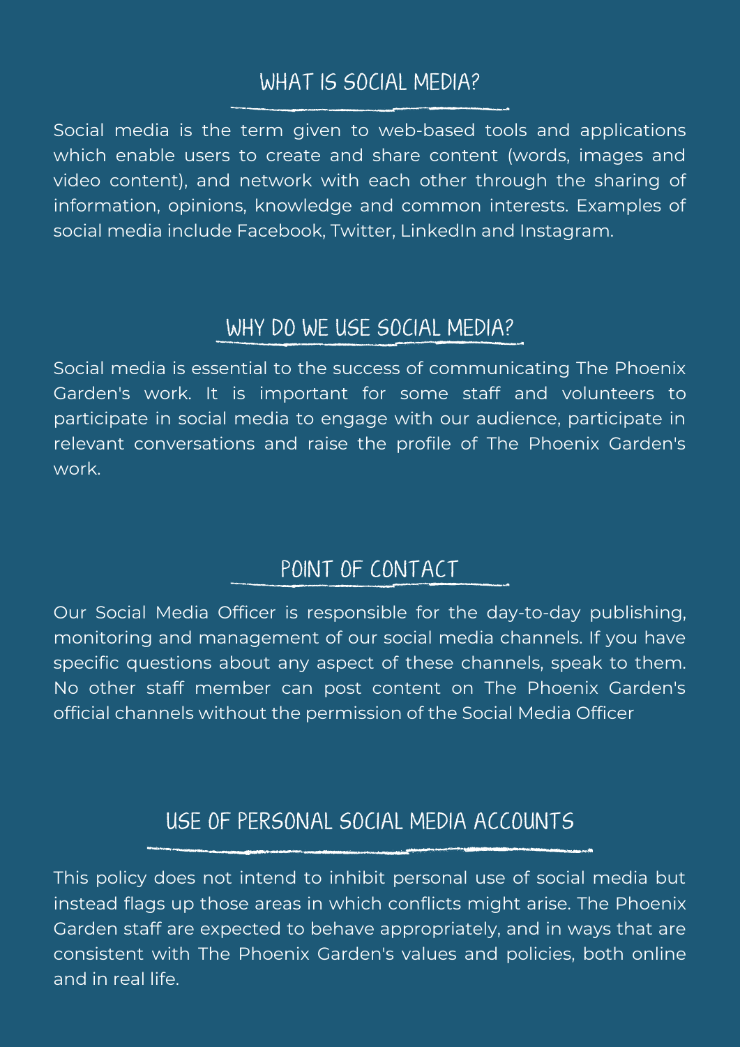## WHAT IS SOCIAL MEDIA?

Social media is the term given to web-based tools and applications which enable users to create and share content (words, images and video content), and network with each other through the sharing of information, opinions, knowledge and common interests. Examples of social media include Facebook, Twitter, LinkedIn and Instagram.

## WHY DO WE USE SOCIAL MEDIA?

Social media is essential to the success of communicating The Phoenix Garden's work. It is important for some staff and volunteers to participate in social media to engage with our audience, participate in relevant conversations and raise the profile of The Phoenix Garden's work.

## POINT OF CONTACT

Our Social Media Officer is responsible for the day-to-day publishing, monitoring and management of our social media channels. If you have specific questions about any aspect of these channels, speak to them. No other staff member can post content on The Phoenix Garden's official channels without the permission of the Social Media Officer

## USE OF PERSONAL SOCIAL MEDIA ACCOUNTS

This policy does not intend to inhibit personal use of social media but instead flags up those areas in which conflicts might arise. The Phoenix Garden staff are expected to behave appropriately, and in ways that are consistent with The Phoenix Garden's values and policies, both online and in real life.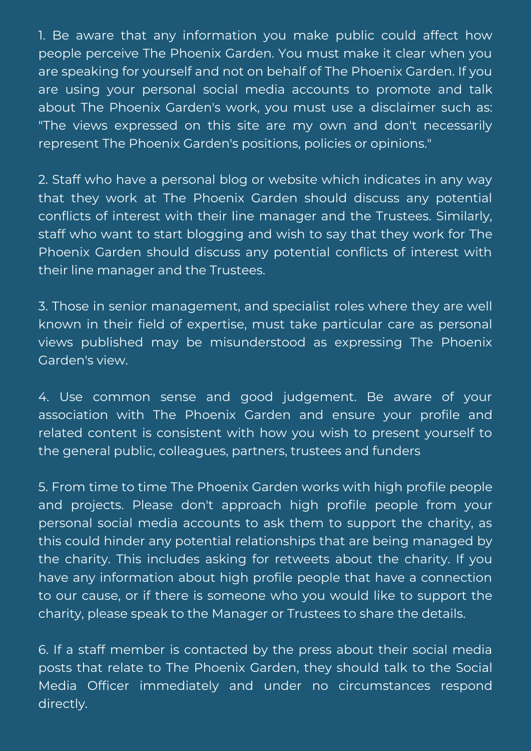1. Be aware that any information you make public could affect how people perceive The Phoenix Garden. You must make it clear when you are speaking for yourself and not on behalf of The Phoenix Garden. If you are using your personal social media accounts to promote and talk about The Phoenix Garden's work, you must use a disclaimer such as: "The views expressed on this site are my own and don't necessarily represent The Phoenix Garden's positions, policies or opinions."

2. Staff who have a personal blog or website which indicates in any way that they work at The Phoenix Garden should discuss any potential conflicts of interest with their line manager and the Trustees. Similarly, staff who want to start blogging and wish to say that they work for The Phoenix Garden should discuss any potential conflicts of interest with their line manager and the Trustees.

3. Those in senior management, and specialist roles where they are well known in their field of expertise, must take particular care as personal views published may be misunderstood as expressing The Phoenix Garden's view.

4. Use common sense and good judgement. Be aware of your association with The Phoenix Garden and ensure your profile and related content is consistent with how you wish to present yourself to the general public, colleagues, partners, trustees and funders

5. From time to time The Phoenix Garden works with high profile people and projects. Please don't approach high profile people from your personal social media accounts to ask them to support the charity, as this could hinder any potential relationships that are being managed by the charity. This includes asking for retweets about the charity. If you have any information about high profile people that have a connection to our cause, or if there is someone who you would like to support the charity, please speak to the Manager or Trustees to share the details.

6. If a staff member is contacted by the press about their social media posts that relate to The Phoenix Garden, they should talk to the Social Media Officer immediately and under no circumstances respond directly.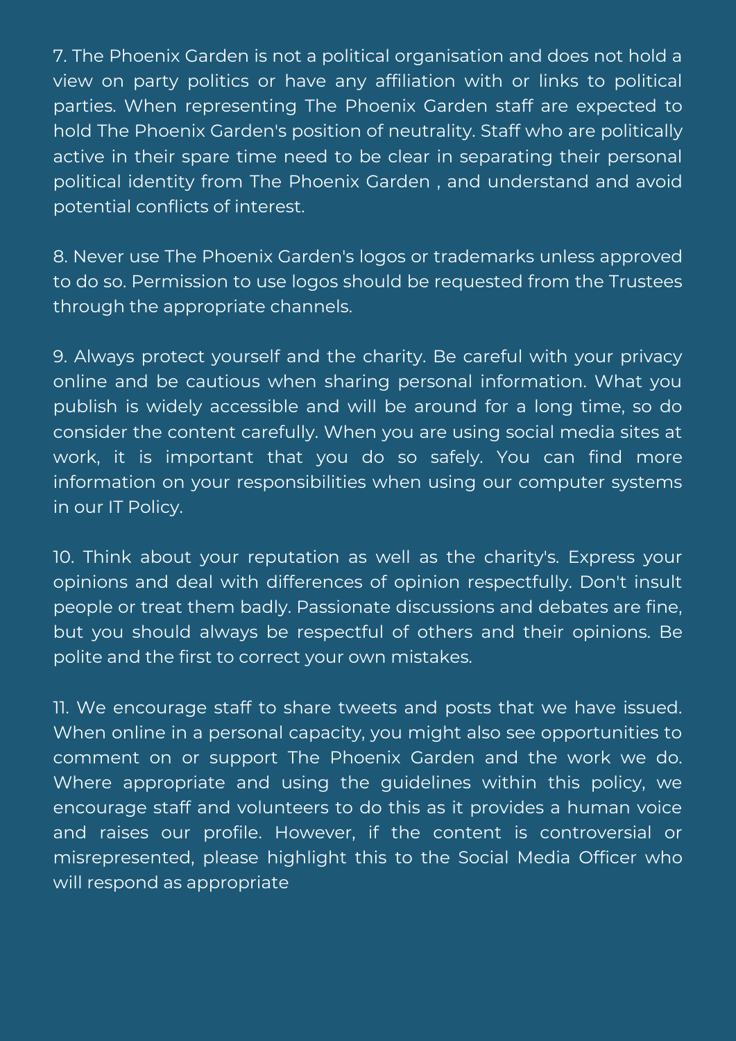7. The Phoenix Garden is not a political organisation and does not hold a view on party politics or have any affiliation with or links to political parties. When representing The Phoenix Garden staff are expected to hold The Phoenix Garden's position of neutrality. Staff who are politically active in their spare time need to be clear in separating their personal political identity from The Phoenix Garden , and understand and avoid potential conflicts of interest.

8. Never use The Phoenix Garden's logos or trademarks unless approved to do so. Permission to use logos should be requested from the Trustees through the appropriate channels.

9. Always protect yourself and the charity. Be careful with your privacy online and be cautious when sharing personal information. What you publish is widely accessible and will be around for a long time, so do consider the content carefully. When you are using social media sites at work, it is important that you do so safely. You can find more information on your responsibilities when using our computer systems in our IT Policy.

10. Think about your reputation as well as the charity's. Express your opinions and deal with differences of opinion respectfully. Don't insult people or treat them badly. Passionate discussions and debates are fine, but you should always be respectful of others and their opinions. Be polite and the first to correct your own mistakes.

11. We encourage staff to share tweets and posts that we have issued. When online in a personal capacity, you might also see opportunities to comment on or support The Phoenix Garden and the work we do. Where appropriate and using the guidelines within this policy, we encourage staff and volunteers to do this as it provides a human voice and raises our profile. However, if the content is controversial or misrepresented, please highlight this to the Social Media Officer who will respond as appropriate